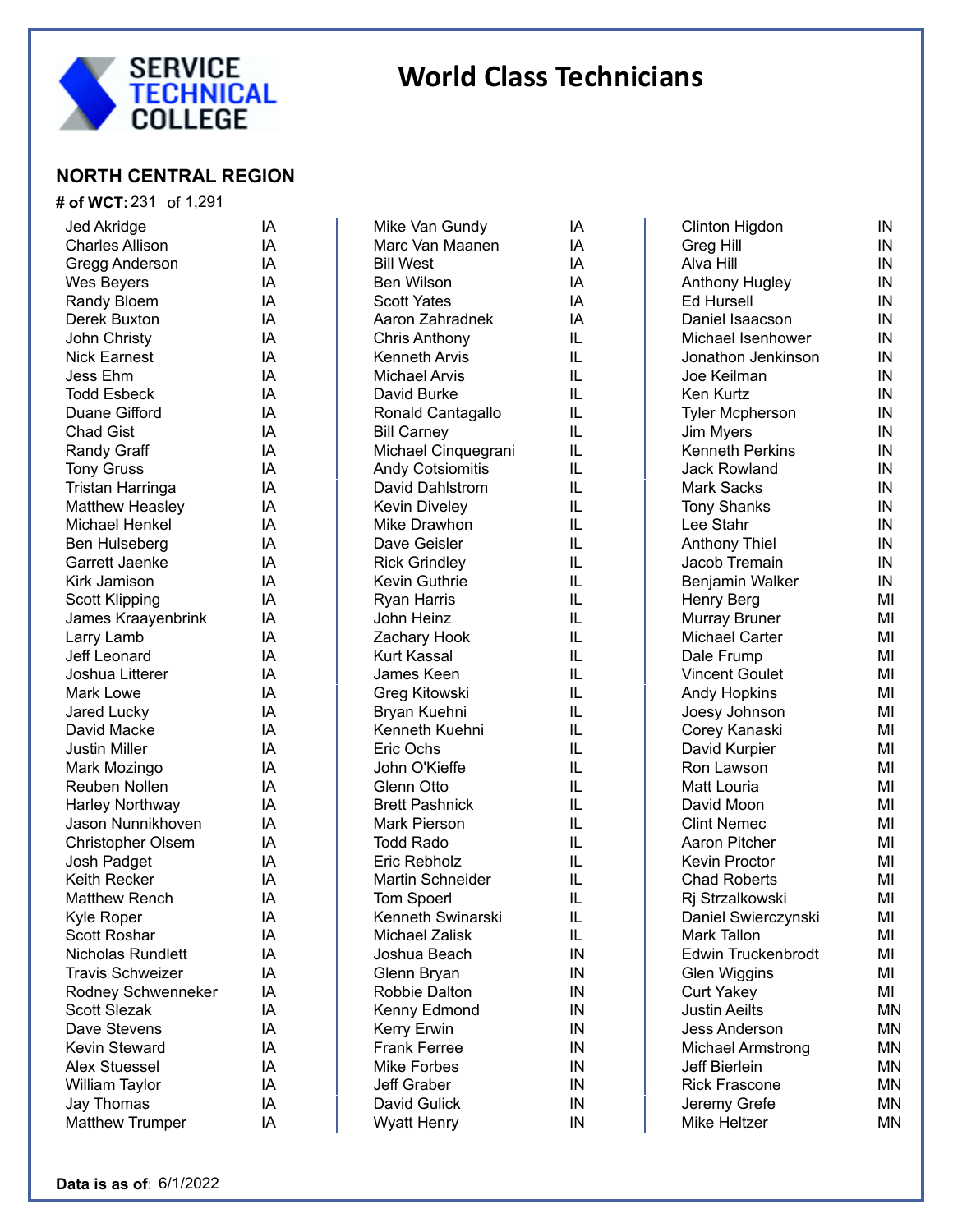# World Class Technicians

SERVICE TECHNICAL COLLEGE

## NORTH CENTRAL REGION

**# of WCT:** 231 of 1,291

| Name | State |
| --- | --- |
| Jed Akridge | IA |
| Charles Allison | IA |
| Gregg Anderson | IA |
| Wes Beyers | IA |
| Randy Bloem | IA |
| Derek Buxton | IA |
| John Christy | IA |
| Nick Earnest | IA |
| Jess Ehm | IA |
| Todd Esbeck | IA |
| Duane Gifford | IA |
| Chad Gist | IA |
| Randy Graff | IA |
| Tony Gruss | IA |
| Tristan Harringa | IA |
| Matthew Heasley | IA |
| Michael Henkel | IA |
| Ben Hulseberg | IA |
| Garrett Jaenke | IA |
| Kirk Jamison | IA |
| Scott Klipping | IA |
| James Kraayenbrink | IA |
| Larry Lamb | IA |
| Jeff Leonard | IA |
| Joshua Litterer | IA |
| Mark Lowe | IA |
| Jared Lucky | IA |
| David Macke | IA |
| Justin Miller | IA |
| Mark Mozingo | IA |
| Reuben Nollen | IA |
| Harley Northway | IA |
| Jason Nunnikhoven | IA |
| Christopher Olsem | IA |
| Josh Padget | IA |
| Keith Recker | IA |
| Matthew Rench | IA |
| Kyle Roper | IA |
| Scott Roshar | IA |
| Nicholas Rundlett | IA |
| Travis Schweizer | IA |
| Rodney Schwenneker | IA |
| Scott Slezak | IA |
| Dave Stevens | IA |
| Kevin Steward | IA |
| Alex Stuessel | IA |
| William Taylor | IA |
| Jay Thomas | IA |
| Matthew Trumper | IA |
| Mike Van Gundy | IA |
| Marc Van Maanen | IA |
| Bill West | IA |
| Ben Wilson | IA |
| Scott Yates | IA |
| Aaron Zahradnek | IA |
| Chris Anthony | IL |
| Kenneth Arvis | IL |
| Michael Arvis | IL |
| David Burke | IL |
| Ronald Cantagallo | IL |
| Bill Carney | IL |
| Michael Cinquegrani | IL |
| Andy Cotsiomitis | IL |
| David Dahlstrom | IL |
| Kevin Diveley | IL |
| Mike Drawhon | IL |
| Dave Geisler | IL |
| Rick Grindley | IL |
| Kevin Guthrie | IL |
| Ryan Harris | IL |
| John Heinz | IL |
| Zachary Hook | IL |
| Kurt Kassal | IL |
| James Keen | IL |
| Greg Kitowski | IL |
| Bryan Kuehni | IL |
| Kenneth Kuehni | IL |
| Eric Ochs | IL |
| John O'Kieffe | IL |
| Glenn Otto | IL |
| Brett Pashnick | IL |
| Mark Pierson | IL |
| Todd Rado | IL |
| Eric Rebholz | IL |
| Martin Schneider | IL |
| Tom Spoerl | IL |
| Kenneth Swinarski | IL |
| Michael Zalisk | IL |
| Joshua Beach | IN |
| Glenn Bryan | IN |
| Robbie Dalton | IN |
| Kenny Edmond | IN |
| Kerry Erwin | IN |
| Frank Ferree | IN |
| Mike Forbes | IN |
| Jeff Graber | IN |
| David Gulick | IN |
| Wyatt Henry | IN |
| Clinton Higdon | IN |
| Greg Hill | IN |
| Alva Hill | IN |
| Anthony Hugley | IN |
| Ed Hursell | IN |
| Daniel Isaacson | IN |
| Michael Isenhower | IN |
| Jonathon Jenkinson | IN |
| Joe Keilman | IN |
| Ken Kurtz | IN |
| Tyler Mcpherson | IN |
| Jim Myers | IN |
| Kenneth Perkins | IN |
| Jack Rowland | IN |
| Mark Sacks | IN |
| Tony Shanks | IN |
| Lee Stahr | IN |
| Anthony Thiel | IN |
| Jacob Tremain | IN |
| Benjamin Walker | IN |
| Henry Berg | MI |
| Murray Bruner | MI |
| Michael Carter | MI |
| Dale Frump | MI |
| Vincent Goulet | MI |
| Andy Hopkins | MI |
| Joesy Johnson | MI |
| Corey Kanaski | MI |
| David Kurpier | MI |
| Ron Lawson | MI |
| Matt Louria | MI |
| David Moon | MI |
| Clint Nemec | MI |
| Aaron Pitcher | MI |
| Kevin Proctor | MI |
| Chad Roberts | MI |
| Rj Strzalkowski | MI |
| Daniel Swierczynski | MI |
| Mark Tallon | MI |
| Edwin Truckenbrodt | MI |
| Glen Wiggins | MI |
| Curt Yakey | MI |
| Justin Aeilts | MN |
| Jess Anderson | MN |
| Michael Armstrong | MN |
| Jeff Bierlein | MN |
| Rick Frascone | MN |
| Jeremy Grefe | MN |
| Mike Heltzer | MN |

**Data is as of** 6/1/2022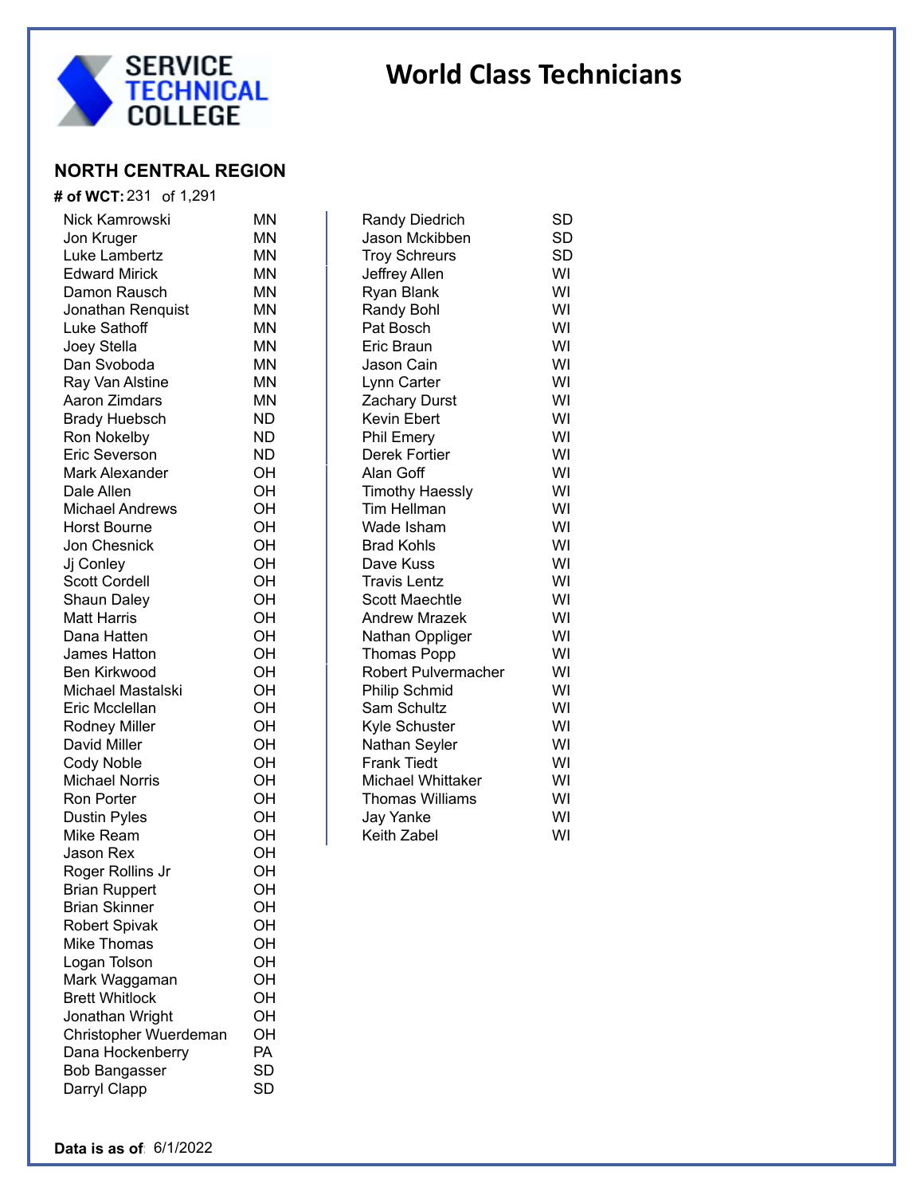SERVICE TECHNICAL COLLEGE

# World Class Technicians

## NORTH CENTRAL REGION

**# of WCT:** 231 of 1,291

| Name | State |
|---|---|
| Nick Kamrowski | MN |
| Jon Kruger | MN |
| Luke Lambertz | MN |
| Edward Mirick | MN |
| Damon Rausch | MN |
| Jonathan Renquist | MN |
| Luke Sathoff | MN |
| Joey Stella | MN |
| Dan Svoboda | MN |
| Ray Van Alstine | MN |
| Aaron Zimdars | MN |
| Brady Huebsch | ND |
| Ron Nokelby | ND |
| Eric Severson | ND |
| Mark Alexander | OH |
| Dale Allen | OH |
| Michael Andrews | OH |
| Horst Bourne | OH |
| Jon Chesnick | OH |
| Jj Conley | OH |
| Scott Cordell | OH |
| Shaun Daley | OH |
| Matt Harris | OH |
| Dana Hatten | OH |
| James Hatton | OH |
| Ben Kirkwood | OH |
| Michael Mastalski | OH |
| Eric Mcclellan | OH |
| Rodney Miller | OH |
| David Miller | OH |
| Cody Noble | OH |
| Michael Norris | OH |
| Ron Porter | OH |
| Dustin Pyles | OH |
| Mike Ream | OH |
| Jason Rex | OH |
| Roger Rollins Jr | OH |
| Brian Ruppert | OH |
| Brian Skinner | OH |
| Robert Spivak | OH |
| Mike Thomas | OH |
| Logan Tolson | OH |
| Mark Waggaman | OH |
| Brett Whitlock | OH |
| Jonathan Wright | OH |
| Christopher Wuerdeman | OH |
| Dana Hockenberry | PA |
| Bob Bangasser | SD |
| Darryl Clapp | SD |
| Randy Diedrich | SD |
| Jason Mckibben | SD |
| Troy Schreurs | SD |
| Jeffrey Allen | WI |
| Ryan Blank | WI |
| Randy Bohl | WI |
| Pat Bosch | WI |
| Eric Braun | WI |
| Jason Cain | WI |
| Lynn Carter | WI |
| Zachary Durst | WI |
| Kevin Ebert | WI |
| Phil Emery | WI |
| Derek Fortier | WI |
| Alan Goff | WI |
| Timothy Haessly | WI |
| Tim Hellman | WI |
| Wade Isham | WI |
| Brad Kohls | WI |
| Dave Kuss | WI |
| Travis Lentz | WI |
| Scott Maechtle | WI |
| Andrew Mrazek | WI |
| Nathan Oppliger | WI |
| Thomas Popp | WI |
| Robert Pulvermacher | WI |
| Philip Schmid | WI |
| Sam Schultz | WI |
| Kyle Schuster | WI |
| Nathan Seyler | WI |
| Frank Tiedt | WI |
| Michael Whittaker | WI |
| Thomas Williams | WI |
| Jay Yanke | WI |
| Keith Zabel | WI |

**Data is as of** 6/1/2022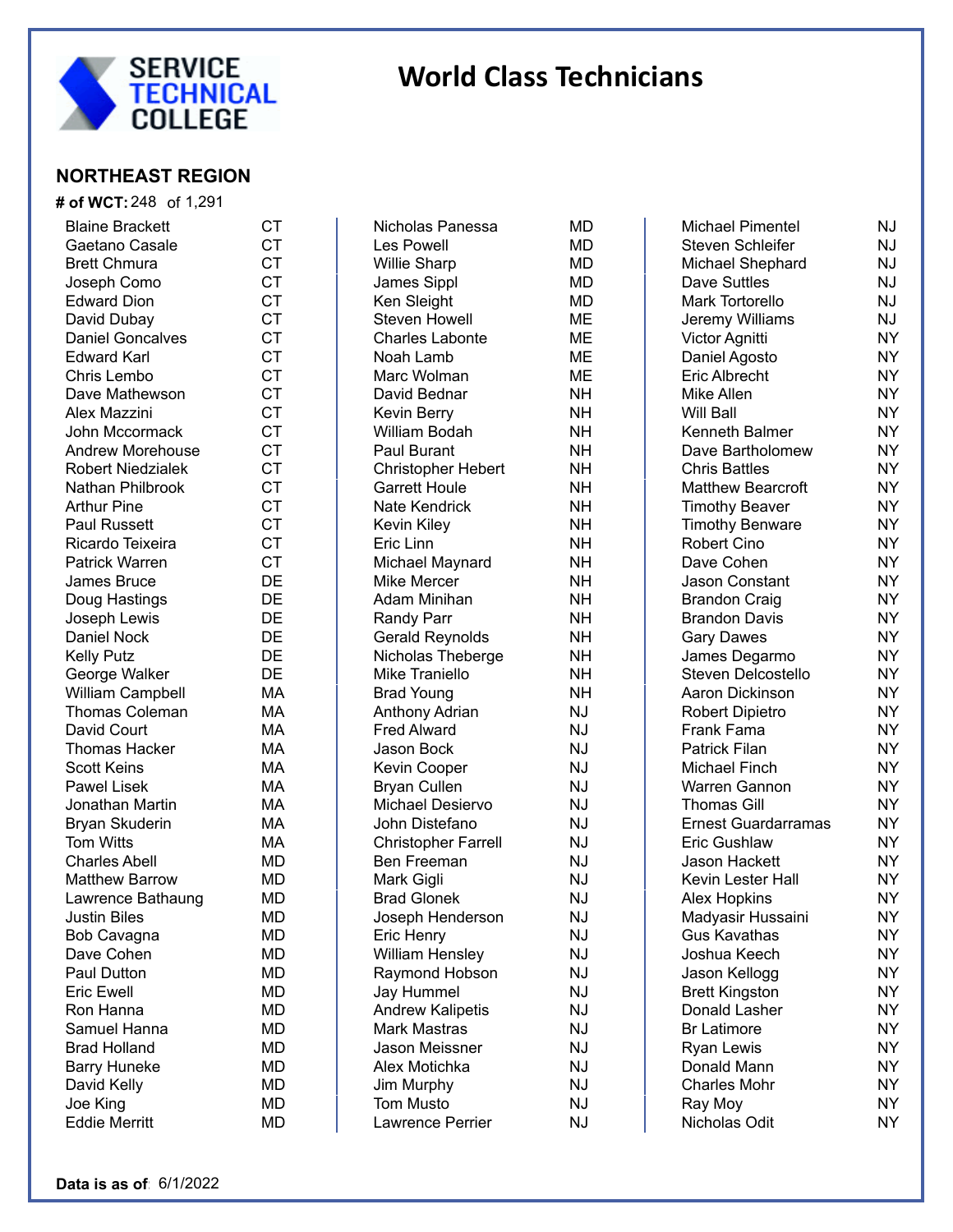SERVICE TECHNICAL COLLEGE

# World Class Technicians

## NORTHEAST REGION

**# of WCT:** 248 of 1,291

| Name | State |
|---|---|
| Blaine Brackett | CT |
| Gaetano Casale | CT |
| Brett Chmura | CT |
| Joseph Como | CT |
| Edward Dion | CT |
| David Dubay | CT |
| Daniel Goncalves | CT |
| Edward Karl | CT |
| Chris Lembo | CT |
| Dave Mathewson | CT |
| Alex Mazzini | CT |
| John Mccormack | CT |
| Andrew Morehouse | CT |
| Robert Niedzialek | CT |
| Nathan Philbrook | CT |
| Arthur Pine | CT |
| Paul Russett | CT |
| Ricardo Teixeira | CT |
| Patrick Warren | CT |
| James Bruce | DE |
| Doug Hastings | DE |
| Joseph Lewis | DE |
| Daniel Nock | DE |
| Kelly Putz | DE |
| George Walker | DE |
| William Campbell | MA |
| Thomas Coleman | MA |
| David Court | MA |
| Thomas Hacker | MA |
| Scott Keins | MA |
| Pawel Lisek | MA |
| Jonathan Martin | MA |
| Bryan Skuderin | MA |
| Tom Witts | MA |
| Charles Abell | MD |
| Matthew Barrow | MD |
| Lawrence Bathaung | MD |
| Justin Biles | MD |
| Bob Cavagna | MD |
| Dave Cohen | MD |
| Paul Dutton | MD |
| Eric Ewell | MD |
| Ron Hanna | MD |
| Samuel Hanna | MD |
| Brad Holland | MD |
| Barry Huneke | MD |
| David Kelly | MD |
| Joe King | MD |
| Eddie Merritt | MD |
| Nicholas Panessa | MD |
| Les Powell | MD |
| Willie Sharp | MD |
| James Sippl | MD |
| Ken Sleight | MD |
| Steven Howell | ME |
| Charles Labonte | ME |
| Noah Lamb | ME |
| Marc Wolman | ME |
| David Bednar | NH |
| Kevin Berry | NH |
| William Bodah | NH |
| Paul Burant | NH |
| Christopher Hebert | NH |
| Garrett Houle | NH |
| Nate Kendrick | NH |
| Kevin Kiley | NH |
| Eric Linn | NH |
| Michael Maynard | NH |
| Mike Mercer | NH |
| Adam Minihan | NH |
| Randy Parr | NH |
| Gerald Reynolds | NH |
| Nicholas Theberge | NH |
| Mike Traniello | NH |
| Brad Young | NH |
| Anthony Adrian | NJ |
| Fred Alward | NJ |
| Jason Bock | NJ |
| Kevin Cooper | NJ |
| Bryan Cullen | NJ |
| Michael Desiervo | NJ |
| John Distefano | NJ |
| Christopher Farrell | NJ |
| Ben Freeman | NJ |
| Mark Gigli | NJ |
| Brad Glonek | NJ |
| Joseph Henderson | NJ |
| Eric Henry | NJ |
| William Hensley | NJ |
| Raymond Hobson | NJ |
| Jay Hummel | NJ |
| Andrew Kalipetis | NJ |
| Mark Mastras | NJ |
| Jason Meissner | NJ |
| Alex Motichka | NJ |
| Jim Murphy | NJ |
| Tom Musto | NJ |
| Lawrence Perrier | NJ |
| Michael Pimentel | NJ |
| Steven Schleifer | NJ |
| Michael Shephard | NJ |
| Dave Suttles | NJ |
| Mark Tortorello | NJ |
| Jeremy Williams | NJ |
| Victor Agnitti | NY |
| Daniel Agosto | NY |
| Eric Albrecht | NY |
| Mike Allen | NY |
| Will Ball | NY |
| Kenneth Balmer | NY |
| Dave Bartholomew | NY |
| Chris Battles | NY |
| Matthew Bearcroft | NY |
| Timothy Beaver | NY |
| Timothy Benware | NY |
| Robert Cino | NY |
| Dave Cohen | NY |
| Jason Constant | NY |
| Brandon Craig | NY |
| Brandon Davis | NY |
| Gary Dawes | NY |
| James Degarmo | NY |
| Steven Delcostello | NY |
| Aaron Dickinson | NY |
| Robert Dipietro | NY |
| Frank Fama | NY |
| Patrick Filan | NY |
| Michael Finch | NY |
| Warren Gannon | NY |
| Thomas Gill | NY |
| Ernest Guardarramas | NY |
| Eric Gushlaw | NY |
| Jason Hackett | NY |
| Kevin Lester Hall | NY |
| Alex Hopkins | NY |
| Madyasir Hussaini | NY |
| Gus Kavathas | NY |
| Joshua Keech | NY |
| Jason Kellogg | NY |
| Brett Kingston | NY |
| Donald Lasher | NY |
| Br Latimore | NY |
| Ryan Lewis | NY |
| Donald Mann | NY |
| Charles Mohr | NY |
| Ray Moy | NY |
| Nicholas Odit | NY |

**Data is as of** 6/1/2022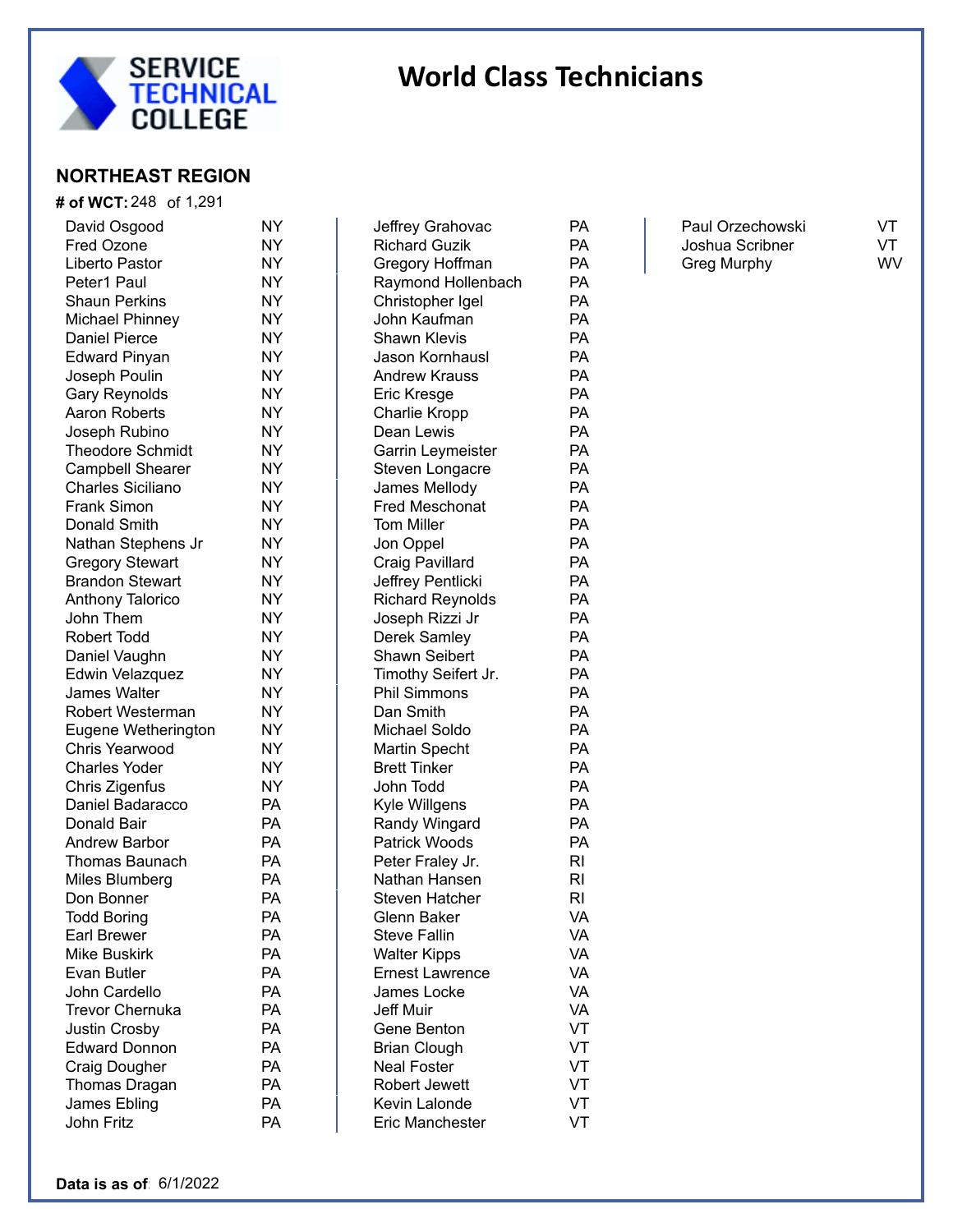SERVICE TECHNICAL COLLEGE

# World Class Technicians

## NORTHEAST REGION

**# of WCT:** 248 of 1,291

| Name | State |
|---|---|
| David Osgood | NY |
| Fred Ozone | NY |
| Liberto Pastor | NY |
| Peter1 Paul | NY |
| Shaun Perkins | NY |
| Michael Phinney | NY |
| Daniel Pierce | NY |
| Edward Pinyan | NY |
| Joseph Poulin | NY |
| Gary Reynolds | NY |
| Aaron Roberts | NY |
| Joseph Rubino | NY |
| Theodore Schmidt | NY |
| Campbell Shearer | NY |
| Charles Siciliano | NY |
| Frank Simon | NY |
| Donald Smith | NY |
| Nathan Stephens Jr | NY |
| Gregory Stewart | NY |
| Brandon Stewart | NY |
| Anthony Talorico | NY |
| John Them | NY |
| Robert Todd | NY |
| Daniel Vaughn | NY |
| Edwin Velazquez | NY |
| James Walter | NY |
| Robert Westerman | NY |
| Eugene Wetherington | NY |
| Chris Yearwood | NY |
| Charles Yoder | NY |
| Chris Zigenfus | NY |
| Daniel Badaracco | PA |
| Donald Bair | PA |
| Andrew Barbor | PA |
| Thomas Baunach | PA |
| Miles Blumberg | PA |
| Don Bonner | PA |
| Todd Boring | PA |
| Earl Brewer | PA |
| Mike Buskirk | PA |
| Evan Butler | PA |
| John Cardello | PA |
| Trevor Chernuka | PA |
| Justin Crosby | PA |
| Edward Donnon | PA |
| Craig Dougher | PA |
| Thomas Dragan | PA |
| James Ebling | PA |
| John Fritz | PA |
| Jeffrey Grahovac | PA |
| Richard Guzik | PA |
| Gregory Hoffman | PA |
| Raymond Hollenbach | PA |
| Christopher Igel | PA |
| John Kaufman | PA |
| Shawn Klevis | PA |
| Jason Kornhausl | PA |
| Andrew Krauss | PA |
| Eric Kresge | PA |
| Charlie Kropp | PA |
| Dean Lewis | PA |
| Garrin Leymeister | PA |
| Steven Longacre | PA |
| James Mellody | PA |
| Fred Meschonat | PA |
| Tom Miller | PA |
| Jon Oppel | PA |
| Craig Pavillard | PA |
| Jeffrey Pentlicki | PA |
| Richard Reynolds | PA |
| Joseph Rizzi Jr | PA |
| Derek Samley | PA |
| Shawn Seibert | PA |
| Timothy Seifert Jr. | PA |
| Phil Simmons | PA |
| Dan Smith | PA |
| Michael Soldo | PA |
| Martin Specht | PA |
| Brett Tinker | PA |
| John Todd | PA |
| Kyle Willgens | PA |
| Randy Wingard | PA |
| Patrick Woods | PA |
| Peter Fraley Jr. | RI |
| Nathan Hansen | RI |
| Steven Hatcher | RI |
| Glenn Baker | VA |
| Steve Fallin | VA |
| Walter Kipps | VA |
| Ernest Lawrence | VA |
| James Locke | VA |
| Jeff Muir | VA |
| Gene Benton | VT |
| Brian Clough | VT |
| Neal Foster | VT |
| Robert Jewett | VT |
| Kevin Lalonde | VT |
| Eric Manchester | VT |
| Paul Orzechowski | VT |
| Joshua Scribner | VT |
| Greg Murphy | WV |

**Data is as of** 6/1/2022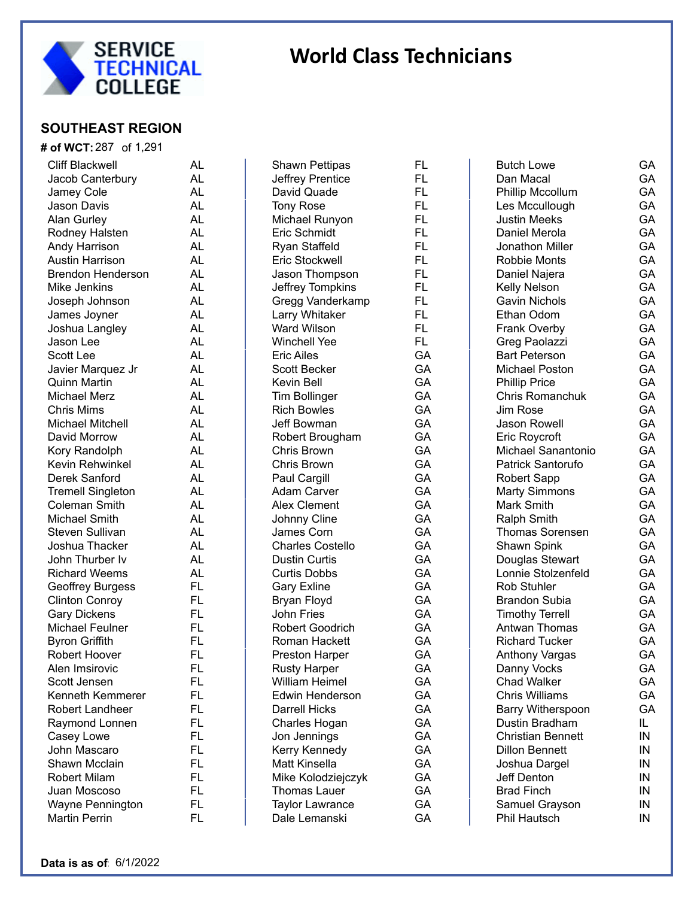SERVICE TECHNICAL COLLEGE

# World Class Technicians

## SOUTHEAST REGION

**# of WCT:** 287 of 1,291

| Name | State |
|---|---|
| Cliff Blackwell | AL |
| Jacob Canterbury | AL |
| Jamey Cole | AL |
| Jason Davis | AL |
| Alan Gurley | AL |
| Rodney Halsten | AL |
| Andy Harrison | AL |
| Austin Harrison | AL |
| Brendon Henderson | AL |
| Mike Jenkins | AL |
| Joseph Johnson | AL |
| James Joyner | AL |
| Joshua Langley | AL |
| Jason Lee | AL |
| Scott Lee | AL |
| Javier Marquez Jr | AL |
| Quinn Martin | AL |
| Michael Merz | AL |
| Chris Mims | AL |
| Michael Mitchell | AL |
| David Morrow | AL |
| Kory Randolph | AL |
| Kevin Rehwinkel | AL |
| Derek Sanford | AL |
| Tremell Singleton | AL |
| Coleman Smith | AL |
| Michael Smith | AL |
| Steven Sullivan | AL |
| Joshua Thacker | AL |
| John Thurber Iv | AL |
| Richard Weems | AL |
| Geoffrey Burgess | FL |
| Clinton Conroy | FL |
| Gary Dickens | FL |
| Michael Feulner | FL |
| Byron Griffith | FL |
| Robert Hoover | FL |
| Alen Imsirovic | FL |
| Scott Jensen | FL |
| Kenneth Kemmerer | FL |
| Robert Landheer | FL |
| Raymond Lonnen | FL |
| Casey Lowe | FL |
| John Mascaro | FL |
| Shawn Mcclain | FL |
| Robert Milam | FL |
| Juan Moscoso | FL |
| Wayne Pennington | FL |
| Martin Perrin | FL |
| Shawn Pettipas | FL |
| Jeffrey Prentice | FL |
| David Quade | FL |
| Tony Rose | FL |
| Michael Runyon | FL |
| Eric Schmidt | FL |
| Ryan Staffeld | FL |
| Eric Stockwell | FL |
| Jason Thompson | FL |
| Jeffrey Tompkins | FL |
| Gregg Vanderkamp | FL |
| Larry Whitaker | FL |
| Ward Wilson | FL |
| Winchell Yee | FL |
| Eric Ailes | GA |
| Scott Becker | GA |
| Kevin Bell | GA |
| Tim Bollinger | GA |
| Rich Bowles | GA |
| Jeff Bowman | GA |
| Robert Brougham | GA |
| Chris Brown | GA |
| Chris Brown | GA |
| Paul Cargill | GA |
| Adam Carver | GA |
| Alex Clement | GA |
| Johnny Cline | GA |
| James Corn | GA |
| Charles Costello | GA |
| Dustin Curtis | GA |
| Curtis Dobbs | GA |
| Gary Exline | GA |
| Bryan Floyd | GA |
| John Fries | GA |
| Robert Goodrich | GA |
| Roman Hackett | GA |
| Preston Harper | GA |
| Rusty Harper | GA |
| William Heimel | GA |
| Edwin Henderson | GA |
| Darrell Hicks | GA |
| Charles Hogan | GA |
| Jon Jennings | GA |
| Kerry Kennedy | GA |
| Matt Kinsella | GA |
| Mike Kolodziejczyk | GA |
| Thomas Lauer | GA |
| Taylor Lawrance | GA |
| Dale Lemanski | GA |
| Butch Lowe | GA |
| Dan Macal | GA |
| Phillip Mccollum | GA |
| Les Mccullough | GA |
| Justin Meeks | GA |
| Daniel Merola | GA |
| Jonathon Miller | GA |
| Robbie Monts | GA |
| Daniel Najera | GA |
| Kelly Nelson | GA |
| Gavin Nichols | GA |
| Ethan Odom | GA |
| Frank Overby | GA |
| Greg Paolazzi | GA |
| Bart Peterson | GA |
| Michael Poston | GA |
| Phillip Price | GA |
| Chris Romanchuk | GA |
| Jim Rose | GA |
| Jason Rowell | GA |
| Eric Roycroft | GA |
| Michael Sanantonio | GA |
| Patrick Santorufo | GA |
| Robert Sapp | GA |
| Marty Simmons | GA |
| Mark Smith | GA |
| Ralph Smith | GA |
| Thomas Sorensen | GA |
| Shawn Spink | GA |
| Douglas Stewart | GA |
| Lonnie Stolzenfeld | GA |
| Rob Stuhler | GA |
| Brandon Subia | GA |
| Timothy Terrell | GA |
| Antwan Thomas | GA |
| Richard Tucker | GA |
| Anthony Vargas | GA |
| Danny Vocks | GA |
| Chad Walker | GA |
| Chris Williams | GA |
| Barry Witherspoon | GA |
| Dustin Bradham | IL |
| Christian Bennett | IN |
| Dillon Bennett | IN |
| Joshua Dargel | IN |
| Jeff Denton | IN |
| Brad Finch | IN |
| Samuel Grayson | IN |
| Phil Hautsch | IN |

**Data is as of** 6/1/2022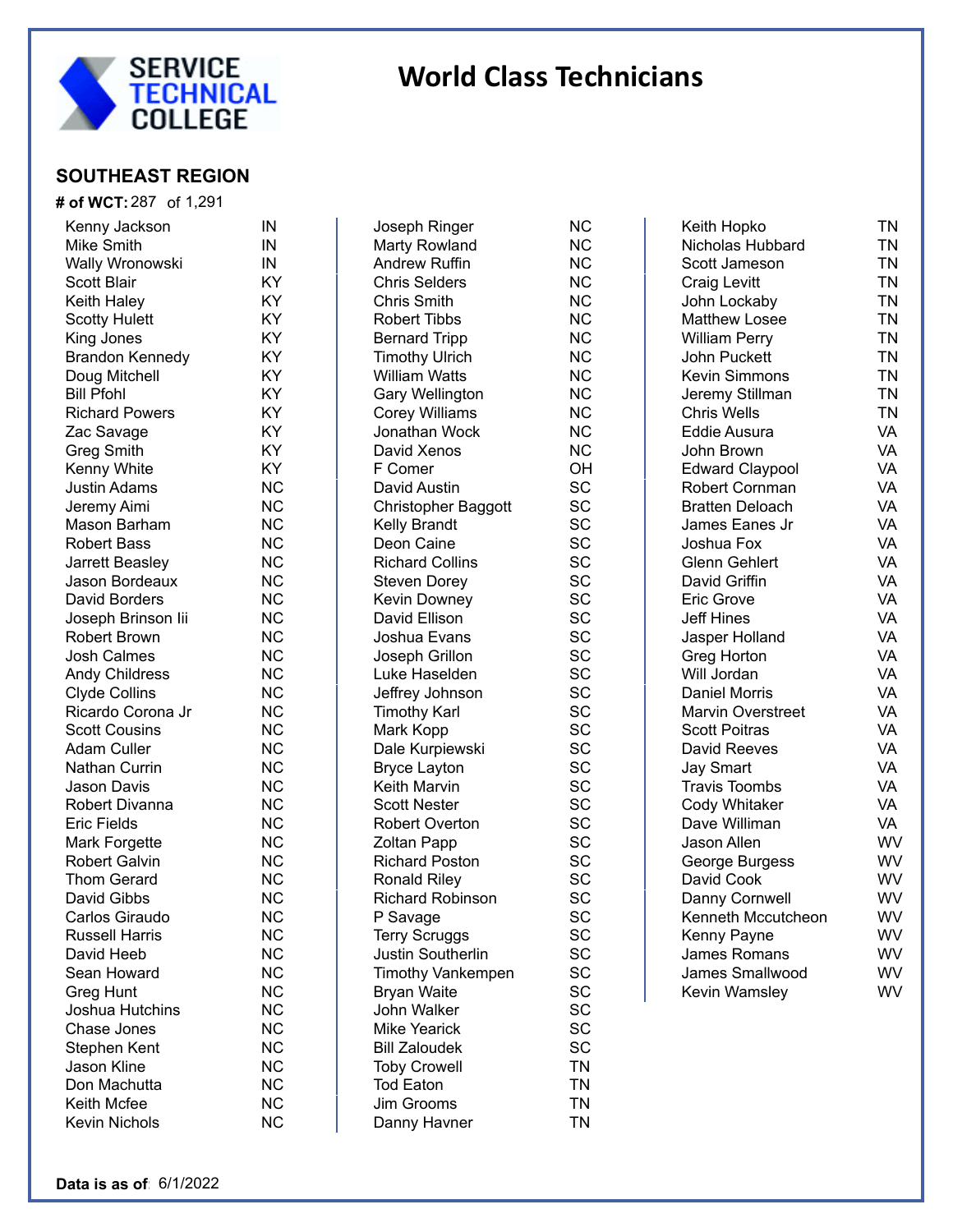SERVICE TECHNICAL COLLEGE

# World Class Technicians

## SOUTHEAST REGION

**# of WCT:** 287 of 1,291

| Name | State |
|---|---|
| Kenny Jackson | IN |
| Mike Smith | IN |
| Wally Wronowski | IN |
| Scott Blair | KY |
| Keith Haley | KY |
| Scotty Hulett | KY |
| King Jones | KY |
| Brandon Kennedy | KY |
| Doug Mitchell | KY |
| Bill Pfohl | KY |
| Richard Powers | KY |
| Zac Savage | KY |
| Greg Smith | KY |
| Kenny White | KY |
| Justin Adams | NC |
| Jeremy Aimi | NC |
| Mason Barham | NC |
| Robert Bass | NC |
| Jarrett Beasley | NC |
| Jason Bordeaux | NC |
| David Borders | NC |
| Joseph Brinson Iii | NC |
| Robert Brown | NC |
| Josh Calmes | NC |
| Andy Childress | NC |
| Clyde Collins | NC |
| Ricardo Corona Jr | NC |
| Scott Cousins | NC |
| Adam Culler | NC |
| Nathan Currin | NC |
| Jason Davis | NC |
| Robert Divanna | NC |
| Eric Fields | NC |
| Mark Forgette | NC |
| Robert Galvin | NC |
| Thom Gerard | NC |
| David Gibbs | NC |
| Carlos Giraudo | NC |
| Russell Harris | NC |
| David Heeb | NC |
| Sean Howard | NC |
| Greg Hunt | NC |
| Joshua Hutchins | NC |
| Chase Jones | NC |
| Stephen Kent | NC |
| Jason Kline | NC |
| Don Machutta | NC |
| Keith Mcfee | NC |
| Kevin Nichols | NC |
| Joseph Ringer | NC |
| Marty Rowland | NC |
| Andrew Ruffin | NC |
| Chris Selders | NC |
| Chris Smith | NC |
| Robert Tibbs | NC |
| Bernard Tripp | NC |
| Timothy Ulrich | NC |
| William Watts | NC |
| Gary Wellington | NC |
| Corey Williams | NC |
| Jonathan Wock | NC |
| David Xenos | NC |
| F Comer | OH |
| David Austin | SC |
| Christopher Baggott | SC |
| Kelly Brandt | SC |
| Deon Caine | SC |
| Richard Collins | SC |
| Steven Dorey | SC |
| Kevin Downey | SC |
| David Ellison | SC |
| Joshua Evans | SC |
| Joseph Grillon | SC |
| Luke Haselden | SC |
| Jeffrey Johnson | SC |
| Timothy Karl | SC |
| Mark Kopp | SC |
| Dale Kurpiewski | SC |
| Bryce Layton | SC |
| Keith Marvin | SC |
| Scott Nester | SC |
| Robert Overton | SC |
| Zoltan Papp | SC |
| Richard Poston | SC |
| Ronald Riley | SC |
| Richard Robinson | SC |
| P Savage | SC |
| Terry Scruggs | SC |
| Justin Southerlin | SC |
| Timothy Vankempen | SC |
| Bryan Waite | SC |
| John Walker | SC |
| Mike Yearick | SC |
| Bill Zaloudek | SC |
| Toby Crowell | TN |
| Tod Eaton | TN |
| Jim Grooms | TN |
| Danny Havner | TN |
| Keith Hopko | TN |
| Nicholas Hubbard | TN |
| Scott Jameson | TN |
| Craig Levitt | TN |
| John Lockaby | TN |
| Matthew Losee | TN |
| William Perry | TN |
| John Puckett | TN |
| Kevin Simmons | TN |
| Jeremy Stillman | TN |
| Chris Wells | TN |
| Eddie Ausura | VA |
| John Brown | VA |
| Edward Claypool | VA |
| Robert Cornman | VA |
| Bratten Deloach | VA |
| James Eanes Jr | VA |
| Joshua Fox | VA |
| Glenn Gehlert | VA |
| David Griffin | VA |
| Eric Grove | VA |
| Jeff Hines | VA |
| Jasper Holland | VA |
| Greg Horton | VA |
| Will Jordan | VA |
| Daniel Morris | VA |
| Marvin Overstreet | VA |
| Scott Poitras | VA |
| David Reeves | VA |
| Jay Smart | VA |
| Travis Toombs | VA |
| Cody Whitaker | VA |
| Dave Williman | VA |
| Jason Allen | WV |
| George Burgess | WV |
| David Cook | WV |
| Danny Cornwell | WV |
| Kenneth Mccutcheon | WV |
| Kenny Payne | WV |
| James Romans | WV |
| James Smallwood | WV |
| Kevin Wamsley | WV |

**Data is as of** 6/1/2022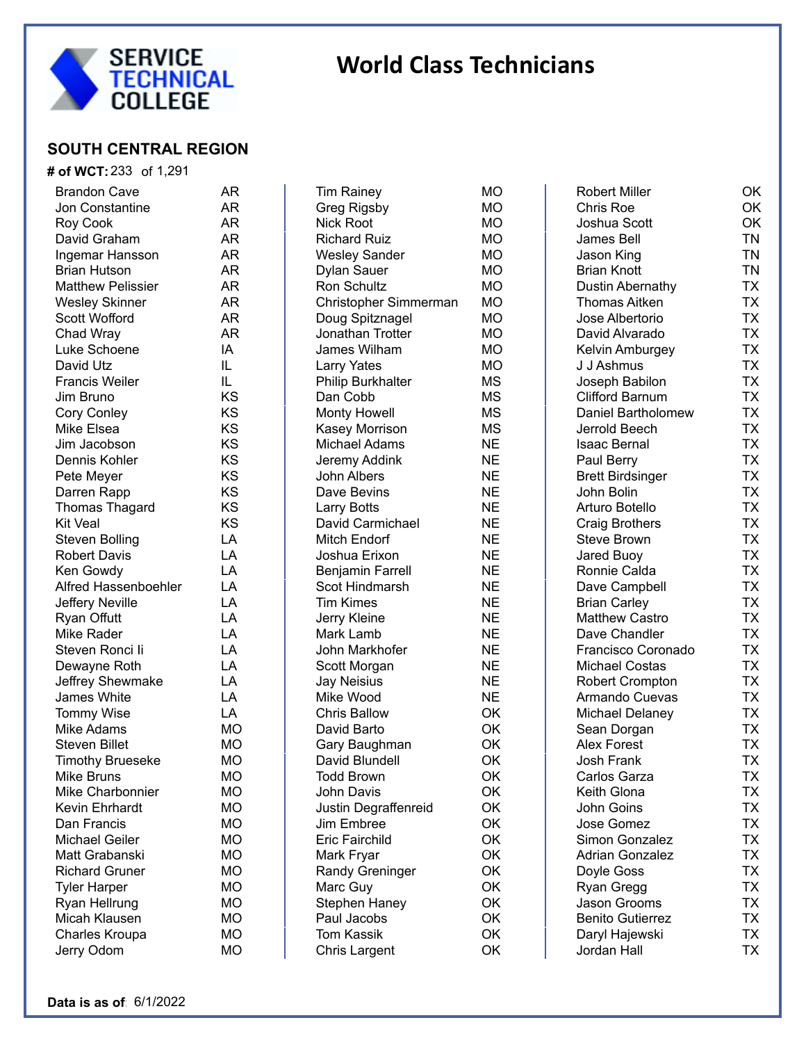SERVICE TECHNICAL COLLEGE

# World Class Technicians

## SOUTH CENTRAL REGION

**# of WCT:** 233 of 1,291

| Name | State |
|---|---|
| Brandon Cave | AR |
| Jon Constantine | AR |
| Roy Cook | AR |
| David Graham | AR |
| Ingemar Hansson | AR |
| Brian Hutson | AR |
| Matthew Pelissier | AR |
| Wesley Skinner | AR |
| Scott Wofford | AR |
| Chad Wray | AR |
| Luke Schoene | IA |
| David Utz | IL |
| Francis Weiler | IL |
| Jim Bruno | KS |
| Cory Conley | KS |
| Mike Elsea | KS |
| Jim Jacobson | KS |
| Dennis Kohler | KS |
| Pete Meyer | KS |
| Darren Rapp | KS |
| Thomas Thagard | KS |
| Kit Veal | KS |
| Steven Bolling | LA |
| Robert Davis | LA |
| Ken Gowdy | LA |
| Alfred Hassenboehler | LA |
| Jeffery Neville | LA |
| Ryan Offutt | LA |
| Mike Rader | LA |
| Steven Ronci Ii | LA |
| Dewayne Roth | LA |
| Jeffrey Shewmake | LA |
| James White | LA |
| Tommy Wise | LA |
| Mike Adams | MO |
| Steven Billet | MO |
| Timothy Brueseke | MO |
| Mike Bruns | MO |
| Mike Charbonnier | MO |
| Kevin Ehrhardt | MO |
| Dan Francis | MO |
| Michael Geiler | MO |
| Matt Grabanski | MO |
| Richard Gruner | MO |
| Tyler Harper | MO |
| Ryan Hellrung | MO |
| Micah Klausen | MO |
| Charles Kroupa | MO |
| Jerry Odom | MO |
| Tim Rainey | MO |
| Greg Rigsby | MO |
| Nick Root | MO |
| Richard Ruiz | MO |
| Wesley Sander | MO |
| Dylan Sauer | MO |
| Ron Schultz | MO |
| Christopher Simmerman | MO |
| Doug Spitznagel | MO |
| Jonathan Trotter | MO |
| James Wilham | MO |
| Larry Yates | MO |
| Philip Burkhalter | MS |
| Dan Cobb | MS |
| Monty Howell | MS |
| Kasey Morrison | MS |
| Michael Adams | NE |
| Jeremy Addink | NE |
| John Albers | NE |
| Dave Bevins | NE |
| Larry Botts | NE |
| David Carmichael | NE |
| Mitch Endorf | NE |
| Joshua Erixon | NE |
| Benjamin Farrell | NE |
| Scot Hindmarsh | NE |
| Tim Kimes | NE |
| Jerry Kleine | NE |
| Mark Lamb | NE |
| John Markhofer | NE |
| Scott Morgan | NE |
| Jay Neisius | NE |
| Mike Wood | NE |
| Chris Ballow | OK |
| David Barto | OK |
| Gary Baughman | OK |
| David Blundell | OK |
| Todd Brown | OK |
| John Davis | OK |
| Justin Degraffenreid | OK |
| Jim Embree | OK |
| Eric Fairchild | OK |
| Mark Fryar | OK |
| Randy Greninger | OK |
| Marc Guy | OK |
| Stephen Haney | OK |
| Paul Jacobs | OK |
| Tom Kassik | OK |
| Chris Largent | OK |
| Robert Miller | OK |
| Chris Roe | OK |
| Joshua Scott | OK |
| James Bell | TN |
| Jason King | TN |
| Brian Knott | TN |
| Dustin Abernathy | TX |
| Thomas Aitken | TX |
| Jose Albertorio | TX |
| David Alvarado | TX |
| Kelvin Amburgey | TX |
| J J Ashmus | TX |
| Joseph Babilon | TX |
| Clifford Barnum | TX |
| Daniel Bartholomew | TX |
| Jerrold Beech | TX |
| Isaac Bernal | TX |
| Paul Berry | TX |
| Brett Birdsinger | TX |
| John Bolin | TX |
| Arturo Botello | TX |
| Craig Brothers | TX |
| Steve Brown | TX |
| Jared Buoy | TX |
| Ronnie Calda | TX |
| Dave Campbell | TX |
| Brian Carley | TX |
| Matthew Castro | TX |
| Dave Chandler | TX |
| Francisco Coronado | TX |
| Michael Costas | TX |
| Robert Crompton | TX |
| Armando Cuevas | TX |
| Michael Delaney | TX |
| Sean Dorgan | TX |
| Alex Forest | TX |
| Josh Frank | TX |
| Carlos Garza | TX |
| Keith Glona | TX |
| John Goins | TX |
| Jose Gomez | TX |
| Simon Gonzalez | TX |
| Adrian Gonzalez | TX |
| Doyle Goss | TX |
| Ryan Gregg | TX |
| Jason Grooms | TX |
| Benito Gutierrez | TX |
| Daryl Hajewski | TX |
| Jordan Hall | TX |

**Data is as of** 6/1/2022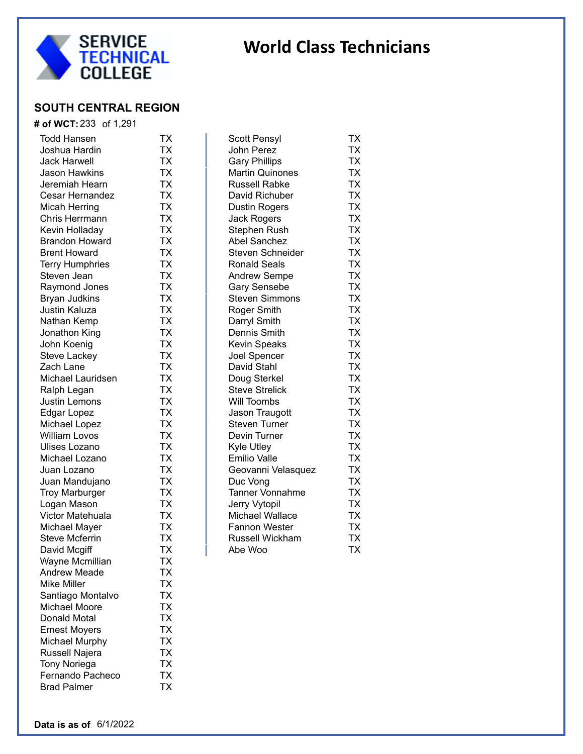SERVICE TECHNICAL COLLEGE

# World Class Technicians

## SOUTH CENTRAL REGION

**# of WCT:** 233 of 1,291

| Name | State |
|---|---|
| Todd Hansen | TX |
| Joshua Hardin | TX |
| Jack Harwell | TX |
| Jason Hawkins | TX |
| Jeremiah Hearn | TX |
| Cesar Hernandez | TX |
| Micah Herring | TX |
| Chris Herrmann | TX |
| Kevin Holladay | TX |
| Brandon Howard | TX |
| Brent Howard | TX |
| Terry Humphries | TX |
| Steven Jean | TX |
| Raymond Jones | TX |
| Bryan Judkins | TX |
| Justin Kaluza | TX |
| Nathan Kemp | TX |
| Jonathon King | TX |
| John Koenig | TX |
| Steve Lackey | TX |
| Zach Lane | TX |
| Michael Lauridsen | TX |
| Ralph Legan | TX |
| Justin Lemons | TX |
| Edgar Lopez | TX |
| Michael Lopez | TX |
| William Lovos | TX |
| Ulises Lozano | TX |
| Michael Lozano | TX |
| Juan Lozano | TX |
| Juan Mandujano | TX |
| Troy Marburger | TX |
| Logan Mason | TX |
| Victor Matehuala | TX |
| Michael Mayer | TX |
| Steve Mcferrin | TX |
| David Mcgiff | TX |
| Wayne Mcmillian | TX |
| Andrew Meade | TX |
| Mike Miller | TX |
| Santiago Montalvo | TX |
| Michael Moore | TX |
| Donald Motal | TX |
| Ernest Moyers | TX |
| Michael Murphy | TX |
| Russell Najera | TX |
| Tony Noriega | TX |
| Fernando Pacheco | TX |
| Brad Palmer | TX |
| Scott Pensyl | TX |
| John Perez | TX |
| Gary Phillips | TX |
| Martin Quinones | TX |
| Russell Rabke | TX |
| David Richuber | TX |
| Dustin Rogers | TX |
| Jack Rogers | TX |
| Stephen Rush | TX |
| Abel Sanchez | TX |
| Steven Schneider | TX |
| Ronald Seals | TX |
| Andrew Sempe | TX |
| Gary Sensebe | TX |
| Steven Simmons | TX |
| Roger Smith | TX |
| Darryl Smith | TX |
| Dennis Smith | TX |
| Kevin Speaks | TX |
| Joel Spencer | TX |
| David Stahl | TX |
| Doug Sterkel | TX |
| Steve Strelick | TX |
| Will Toombs | TX |
| Jason Traugott | TX |
| Steven Turner | TX |
| Devin Turner | TX |
| Kyle Utley | TX |
| Emilio Valle | TX |
| Geovanni Velasquez | TX |
| Duc Vong | TX |
| Tanner Vonnahme | TX |
| Jerry Vytopil | TX |
| Michael Wallace | TX |
| Fannon Wester | TX |
| Russell Wickham | TX |
| Abe Woo | TX |

**Data is as of** 6/1/2022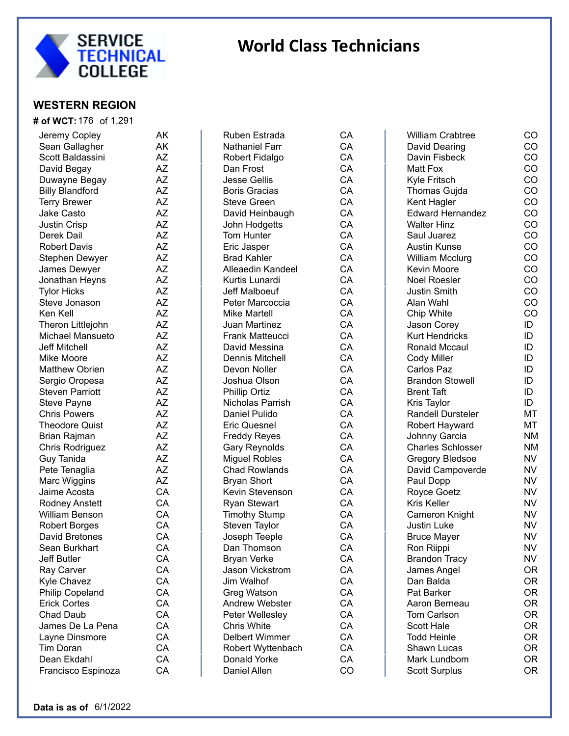SERVICE TECHNICAL COLLEGE

# World Class Technicians

## WESTERN REGION

**# of WCT:** 176 of 1,291

| Name | State |
|---|---|
| Jeremy Copley | AK |
| Sean Gallagher | AK |
| Scott Baldassini | AZ |
| David Begay | AZ |
| Duwayne Begay | AZ |
| Billy Blandford | AZ |
| Terry Brewer | AZ |
| Jake Casto | AZ |
| Justin Crisp | AZ |
| Derek Dail | AZ |
| Robert Davis | AZ |
| Stephen Dewyer | AZ |
| James Dewyer | AZ |
| Jonathan Heyns | AZ |
| Tylor Hicks | AZ |
| Steve Jonason | AZ |
| Ken Kell | AZ |
| Theron Littlejohn | AZ |
| Michael Mansueto | AZ |
| Jeff Mitchell | AZ |
| Mike Moore | AZ |
| Matthew Obrien | AZ |
| Sergio Oropesa | AZ |
| Steven Parriott | AZ |
| Steve Payne | AZ |
| Chris Powers | AZ |
| Theodore Quist | AZ |
| Brian Rajman | AZ |
| Chris Rodriguez | AZ |
| Guy Tanida | AZ |
| Pete Tenaglia | AZ |
| Marc Wiggins | AZ |
| Jaime Acosta | CA |
| Rodney Anstett | CA |
| William Benson | CA |
| Robert Borges | CA |
| David Bretones | CA |
| Sean Burkhart | CA |
| Jeff Butler | CA |
| Ray Carver | CA |
| Kyle Chavez | CA |
| Philip Copeland | CA |
| Erick Cortes | CA |
| Chad Daub | CA |
| James De La Pena | CA |
| Layne Dinsmore | CA |
| Tim Doran | CA |
| Dean Ekdahl | CA |
| Francisco Espinoza | CA |
| Ruben Estrada | CA |
| Nathaniel Farr | CA |
| Robert Fidalgo | CA |
| Dan Frost | CA |
| Jesse Gellis | CA |
| Boris Gracias | CA |
| Steve Green | CA |
| David Heinbaugh | CA |
| John Hodgetts | CA |
| Tom Hunter | CA |
| Eric Jasper | CA |
| Brad Kahler | CA |
| Alleaedin Kandeel | CA |
| Kurtis Lunardi | CA |
| Jeff Malboeuf | CA |
| Peter Marcoccia | CA |
| Mike Martell | CA |
| Juan Martinez | CA |
| Frank Matteucci | CA |
| David Messina | CA |
| Dennis Mitchell | CA |
| Devon Noller | CA |
| Joshua Olson | CA |
| Phillip Ortiz | CA |
| Nicholas Parrish | CA |
| Daniel Pulido | CA |
| Eric Quesnel | CA |
| Freddy Reyes | CA |
| Gary Reynolds | CA |
| Miguel Robles | CA |
| Chad Rowlands | CA |
| Bryan Short | CA |
| Kevin Stevenson | CA |
| Ryan Stewart | CA |
| Timothy Stump | CA |
| Steven Taylor | CA |
| Joseph Teeple | CA |
| Dan Thomson | CA |
| Bryan Verke | CA |
| Jason Vickstrom | CA |
| Jim Walhof | CA |
| Greg Watson | CA |
| Andrew Webster | CA |
| Peter Wellesley | CA |
| Chris White | CA |
| Delbert Wimmer | CA |
| Robert Wyttenbach | CA |
| Donald Yorke | CA |
| Daniel Allen | CO |
| William Crabtree | CO |
| David Dearing | CO |
| Davin Fisbeck | CO |
| Matt Fox | CO |
| Kyle Fritsch | CO |
| Thomas Gujda | CO |
| Kent Hagler | CO |
| Edward Hernandez | CO |
| Walter Hinz | CO |
| Saul Juarez | CO |
| Austin Kunse | CO |
| William Mcclurg | CO |
| Kevin Moore | CO |
| Noel Roesler | CO |
| Justin Smith | CO |
| Alan Wahl | CO |
| Chip White | CO |
| Jason Corey | ID |
| Kurt Hendricks | ID |
| Ronald Mccaul | ID |
| Cody Miller | ID |
| Carlos Paz | ID |
| Brandon Stowell | ID |
| Brent Taft | ID |
| Kris Taylor | ID |
| Randell Dursteler | MT |
| Robert Hayward | MT |
| Johnny Garcia | NM |
| Charles Schlosser | NM |
| Gregory Bledsoe | NV |
| David Campoverde | NV |
| Paul Dopp | NV |
| Royce Goetz | NV |
| Kris Keller | NV |
| Cameron Knight | NV |
| Justin Luke | NV |
| Bruce Mayer | NV |
| Ron Riippi | NV |
| Brandon Tracy | NV |
| James Angel | OR |
| Dan Balda | OR |
| Pat Barker | OR |
| Aaron Berneau | OR |
| Tom Carlson | OR |
| Scott Hale | OR |
| Todd Heinle | OR |
| Shawn Lucas | OR |
| Mark Lundbom | OR |
| Scott Surplus | OR |

**Data is as of:** 6/1/2022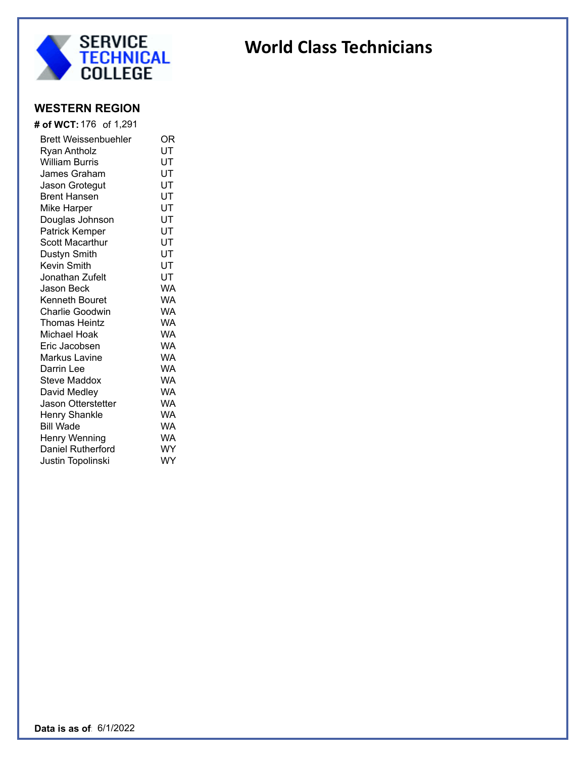SERVICE TECHNICAL COLLEGE

# World Class Technicians

## WESTERN REGION

**# of WCT:** 176 of 1,291

| Name | State |
|---|---|
| Brett Weissenbuehler | OR |
| Ryan Antholz | UT |
| William Burris | UT |
| James Graham | UT |
| Jason Grotegut | UT |
| Brent Hansen | UT |
| Mike Harper | UT |
| Douglas Johnson | UT |
| Patrick Kemper | UT |
| Scott Macarthur | UT |
| Dustyn Smith | UT |
| Kevin Smith | UT |
| Jonathan Zufelt | UT |
| Jason Beck | WA |
| Kenneth Bouret | WA |
| Charlie Goodwin | WA |
| Thomas Heintz | WA |
| Michael Hoak | WA |
| Eric Jacobsen | WA |
| Markus Lavine | WA |
| Darrin Lee | WA |
| Steve Maddox | WA |
| David Medley | WA |
| Jason Otterstetter | WA |
| Henry Shankle | WA |
| Bill Wade | WA |
| Henry Wenning | WA |
| Daniel Rutherford | WY |
| Justin Topolinski | WY |

**Data is as of** 6/1/2022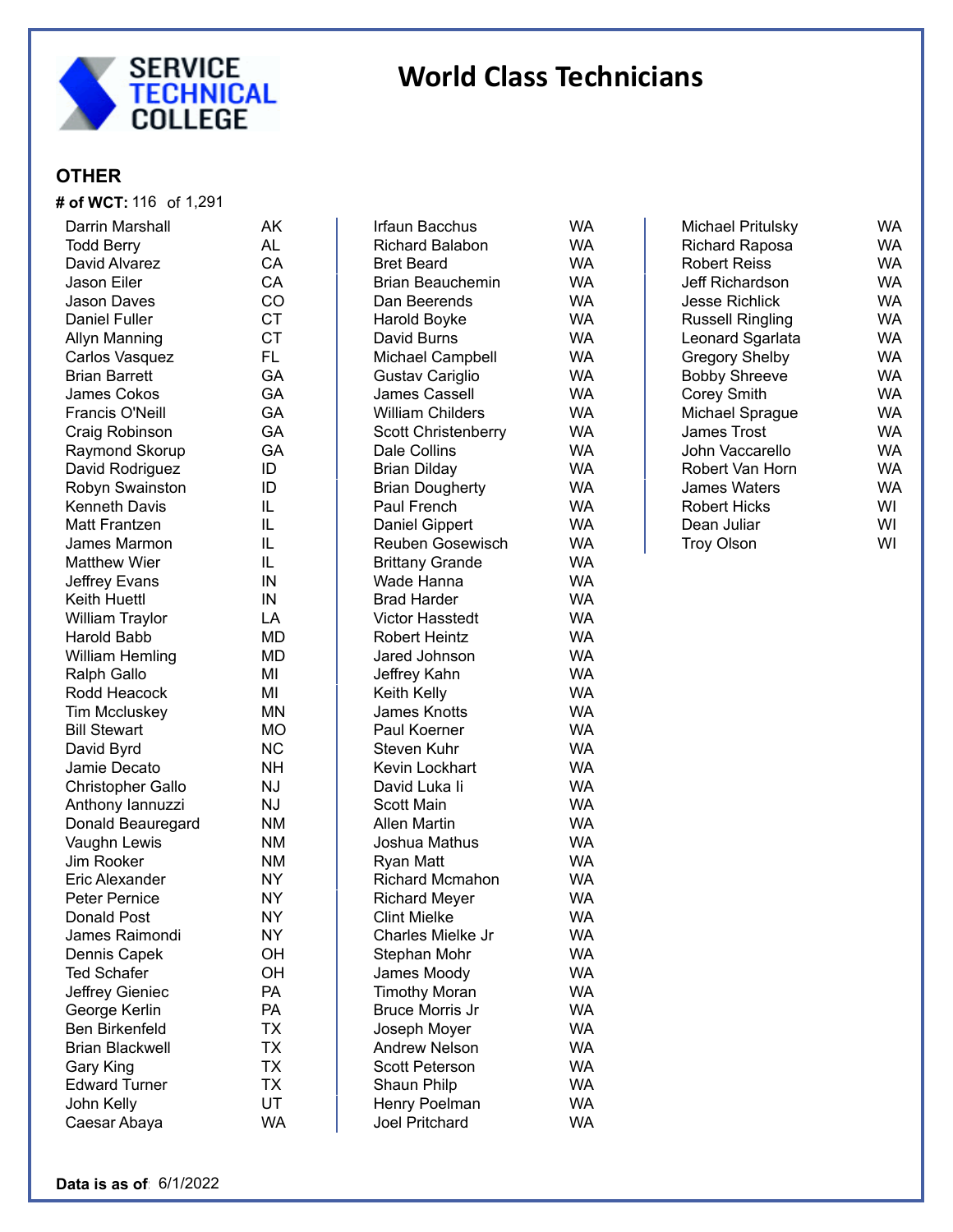# World Class Technicians

SERVICE TECHNICAL COLLEGE

## OTHER

**# of WCT:** 116 of 1,291

| | |
|---|---|
| Darrin Marshall | AK |
| Todd Berry | AL |
| David Alvarez | CA |
| Jason Eiler | CA |
| Jason Daves | CO |
| Daniel Fuller | CT |
| Allyn Manning | CT |
| Carlos Vasquez | FL |
| Brian Barrett | GA |
| James Cokos | GA |
| Francis O'Neill | GA |
| Craig Robinson | GA |
| Raymond Skorup | GA |
| David Rodriguez | ID |
| Robyn Swainston | ID |
| Kenneth Davis | IL |
| Matt Frantzen | IL |
| James Marmon | IL |
| Matthew Wier | IL |
| Jeffrey Evans | IN |
| Keith Huettl | IN |
| William Traylor | LA |
| Harold Babb | MD |
| William Hemling | MD |
| Ralph Gallo | MI |
| Rodd Heacock | MI |
| Tim Mccluskey | MN |
| Bill Stewart | MO |
| David Byrd | NC |
| Jamie Decato | NH |
| Christopher Gallo | NJ |
| Anthony Iannuzzi | NJ |
| Donald Beauregard | NM |
| Vaughn Lewis | NM |
| Jim Rooker | NM |
| Eric Alexander | NY |
| Peter Pernice | NY |
| Donald Post | NY |
| James Raimondi | NY |
| Dennis Capek | OH |
| Ted Schafer | OH |
| Jeffrey Gieniec | PA |
| George Kerlin | PA |
| Ben Birkenfeld | TX |
| Brian Blackwell | TX |
| Gary King | TX |
| Edward Turner | TX |
| John Kelly | UT |
| Caesar Abaya | WA |
| Irfaun Bacchus | WA |
| Richard Balabon | WA |
| Bret Beard | WA |
| Brian Beauchemin | WA |
| Dan Beerends | WA |
| Harold Boyke | WA |
| David Burns | WA |
| Michael Campbell | WA |
| Gustav Cariglio | WA |
| James Cassell | WA |
| William Childers | WA |
| Scott Christenberry | WA |
| Dale Collins | WA |
| Brian Dilday | WA |
| Brian Dougherty | WA |
| Paul French | WA |
| Daniel Gippert | WA |
| Reuben Gosewisch | WA |
| Brittany Grande | WA |
| Wade Hanna | WA |
| Brad Harder | WA |
| Victor Hasstedt | WA |
| Robert Heintz | WA |
| Jared Johnson | WA |
| Jeffrey Kahn | WA |
| Keith Kelly | WA |
| James Knotts | WA |
| Paul Koerner | WA |
| Steven Kuhr | WA |
| Kevin Lockhart | WA |
| David Luka Ii | WA |
| Scott Main | WA |
| Allen Martin | WA |
| Joshua Mathus | WA |
| Ryan Matt | WA |
| Richard Mcmahon | WA |
| Richard Meyer | WA |
| Clint Mielke | WA |
| Charles Mielke Jr | WA |
| Stephan Mohr | WA |
| James Moody | WA |
| Timothy Moran | WA |
| Bruce Morris Jr | WA |
| Joseph Moyer | WA |
| Andrew Nelson | WA |
| Scott Peterson | WA |
| Shaun Philp | WA |
| Henry Poelman | WA |
| Joel Pritchard | WA |
| Michael Pritulsky | WA |
| Richard Raposa | WA |
| Robert Reiss | WA |
| Jeff Richardson | WA |
| Jesse Richlick | WA |
| Russell Ringling | WA |
| Leonard Sgarlata | WA |
| Gregory Shelby | WA |
| Bobby Shreeve | WA |
| Corey Smith | WA |
| Michael Sprague | WA |
| James Trost | WA |
| John Vaccarello | WA |
| Robert Van Horn | WA |
| James Waters | WA |
| Robert Hicks | WI |
| Dean Juliar | WI |
| Troy Olson | WI |

**Data is as of** 6/1/2022